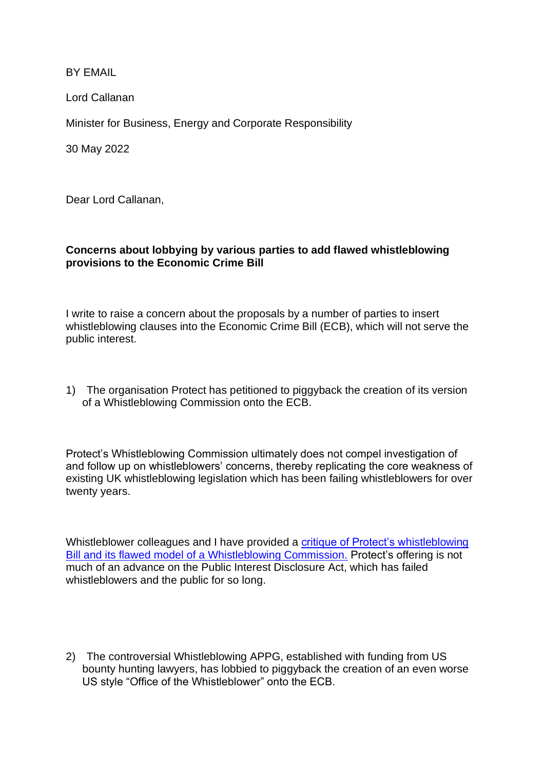BY EMAIL

Lord Callanan

Minister for Business, Energy and Corporate Responsibility

30 May 2022

Dear Lord Callanan,

**Concerns about lobbying by various parties to add flawed whistleblowing provisions to the Economic Crime Bill**

I write to raise a concern about the proposals by a number of parties to insert whistleblowing clauses into the Economic Crime Bill (ECB), which will not serve the public interest.

1) The organisation Protect has petitioned to piggyback the creation of its version of a Whistleblowing Commission onto the ECB.

Protect's Whistleblowing Commission ultimately does not compel investigation of and follow up on whistleblowers' concerns, thereby replicating the core weakness of existing UK whistleblowing legislation which has been failing whistleblowers for over twenty years.

Whistleblower colleagues and I have provided a critique of Protect's whistleblowing Bill and its flawed model of a Whistleblowing Commission. Protect's offering is not much of an advance on the Public Interest Disclosure Act, which has failed whistleblowers and the public for so long.

2) The controversial Whistleblowing APPG, established with funding from US bounty hunting lawyers, has lobbied to piggyback the creation of an even worse US style "Office of the Whistleblower" onto the ECB.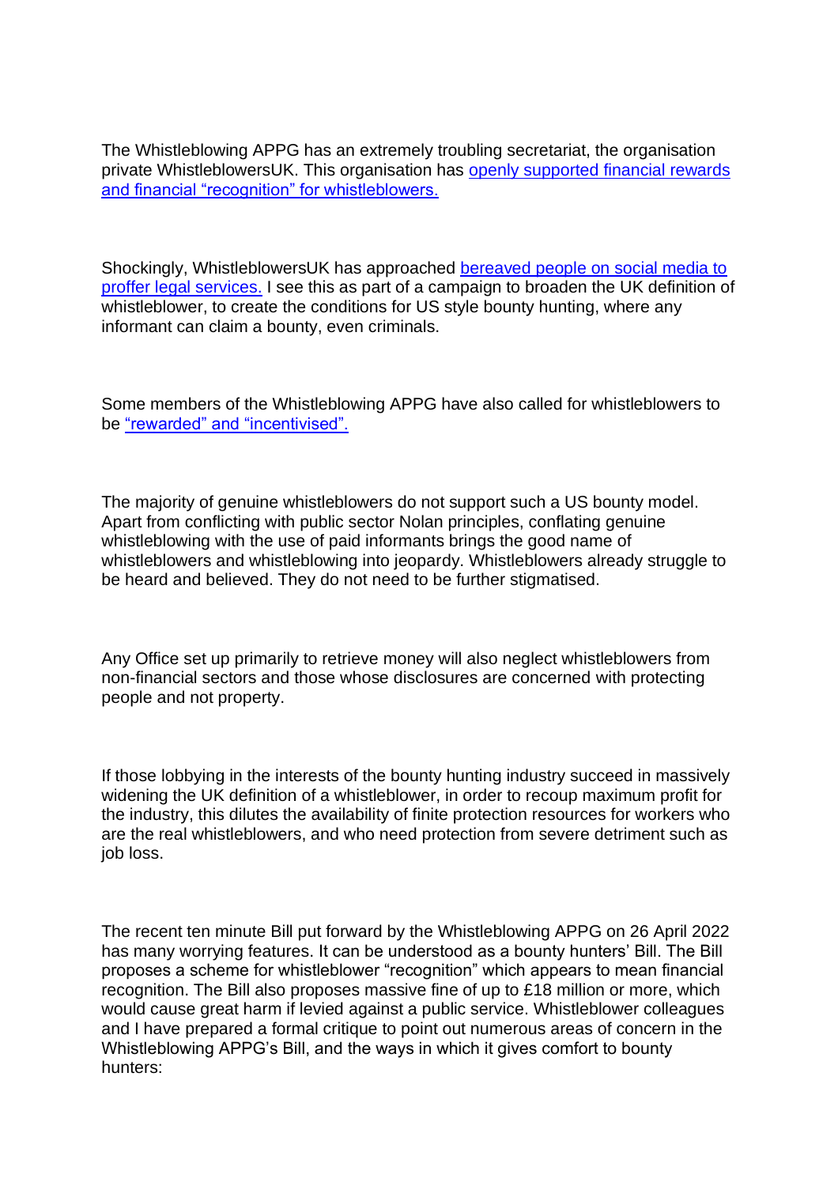The Whistleblowing APPG has an extremely troubling secretariat, the organisation private WhistleblowersUK. This organisation has openly supported financial rewards and financial "recognition" for whistleblowers.

Shockingly, WhistleblowersUK has approached bereaved people on social media to proffer legal services. I see this as part of a campaign to broaden the UK definition of whistleblower, to create the conditions for US style bounty hunting, where any informant can claim a bounty, even criminals.

Some members of the Whistleblowing APPG have also called for whistleblowers to be "rewarded" and "incentivised".

The majority of genuine whistleblowers do not support such a US bounty model. Apart from conflicting with public sector Nolan principles, conflating genuine whistleblowing with the use of paid informants brings the good name of whistleblowers and whistleblowing into jeopardy. Whistleblowers already struggle to be heard and believed. They do not need to be further stigmatised.

Any Office set up primarily to retrieve money will also neglect whistleblowers from non-financial sectors and those whose disclosures are concerned with protecting people and not property.

If those lobbying in the interests of the bounty hunting industry succeed in massively widening the UK definition of a whistleblower, in order to recoup maximum profit for the industry, this dilutes the availability of finite protection resources for workers who are the real whistleblowers, and who need protection from severe detriment such as job loss.

The recent ten minute Bill put forward by the Whistleblowing APPG on 26 April 2022 has many worrying features. It can be understood as a bounty hunters' Bill. The Bill proposes a scheme for whistleblower "recognition" which appears to mean financial recognition. The Bill also proposes massive fine of up to £18 million or more, which would cause great harm if levied against a public service. Whistleblower colleagues and I have prepared a formal critique to point out numerous areas of concern in the Whistleblowing APPG's Bill, and the ways in which it gives comfort to bounty hunters: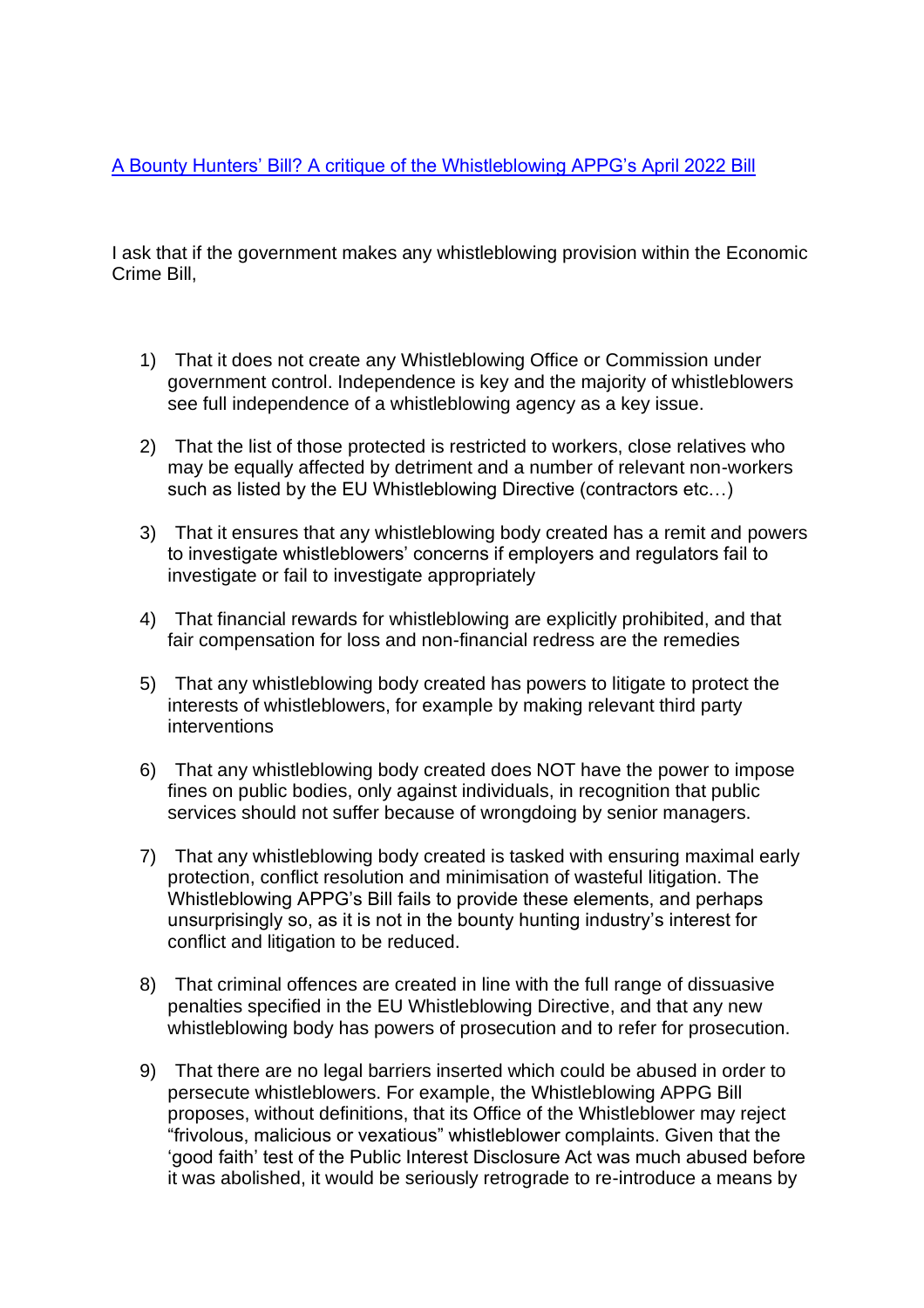[A Bounty Hunters' Bill? A critique of the Whistleblowing APPG's April 2022 Bill]

I ask that if the government makes any whistleblowing provision within the Economic Crime Bill,

1) That it does not create any Whistleblowing Office or Commission under government control. Independence is key and the majority of whistleblowers see full independence of a whistleblowing agency as a key issue.

2) That the list of those protected is restricted to workers, close relatives who may be equally affected by detriment and a number of relevant non-workers such as listed by the EU Whistleblowing Directive (contractors etc…)

3) That it ensures that any whistleblowing body created has a remit and powers to investigate whistleblowers' concerns if employers and regulators fail to investigate or fail to investigate appropriately

4) That financial rewards for whistleblowing are explicitly prohibited, and that fair compensation for loss and non-financial redress are the remedies

5) That any whistleblowing body created has powers to litigate to protect the interests of whistleblowers, for example by making relevant third party interventions

6) That any whistleblowing body created does NOT have the power to impose fines on public bodies, only against individuals, in recognition that public services should not suffer because of wrongdoing by senior managers.

7) That any whistleblowing body created is tasked with ensuring maximal early protection, conflict resolution and minimisation of wasteful litigation. The Whistleblowing APPG's Bill fails to provide these elements, and perhaps unsurprisingly so, as it is not in the bounty hunting industry's interest for conflict and litigation to be reduced.

8) That criminal offences are created in line with the full range of dissuasive penalties specified in the EU Whistleblowing Directive, and that any new whistleblowing body has powers of prosecution and to refer for prosecution.

9) That there are no legal barriers inserted which could be abused in order to persecute whistleblowers. For example, the Whistleblowing APPG Bill proposes, without definitions, that its Office of the Whistleblower may reject "frivolous, malicious or vexatious" whistleblower complaints. Given that the 'good faith' test of the Public Interest Disclosure Act was much abused before it was abolished, it would be seriously retrograde to re-introduce a means by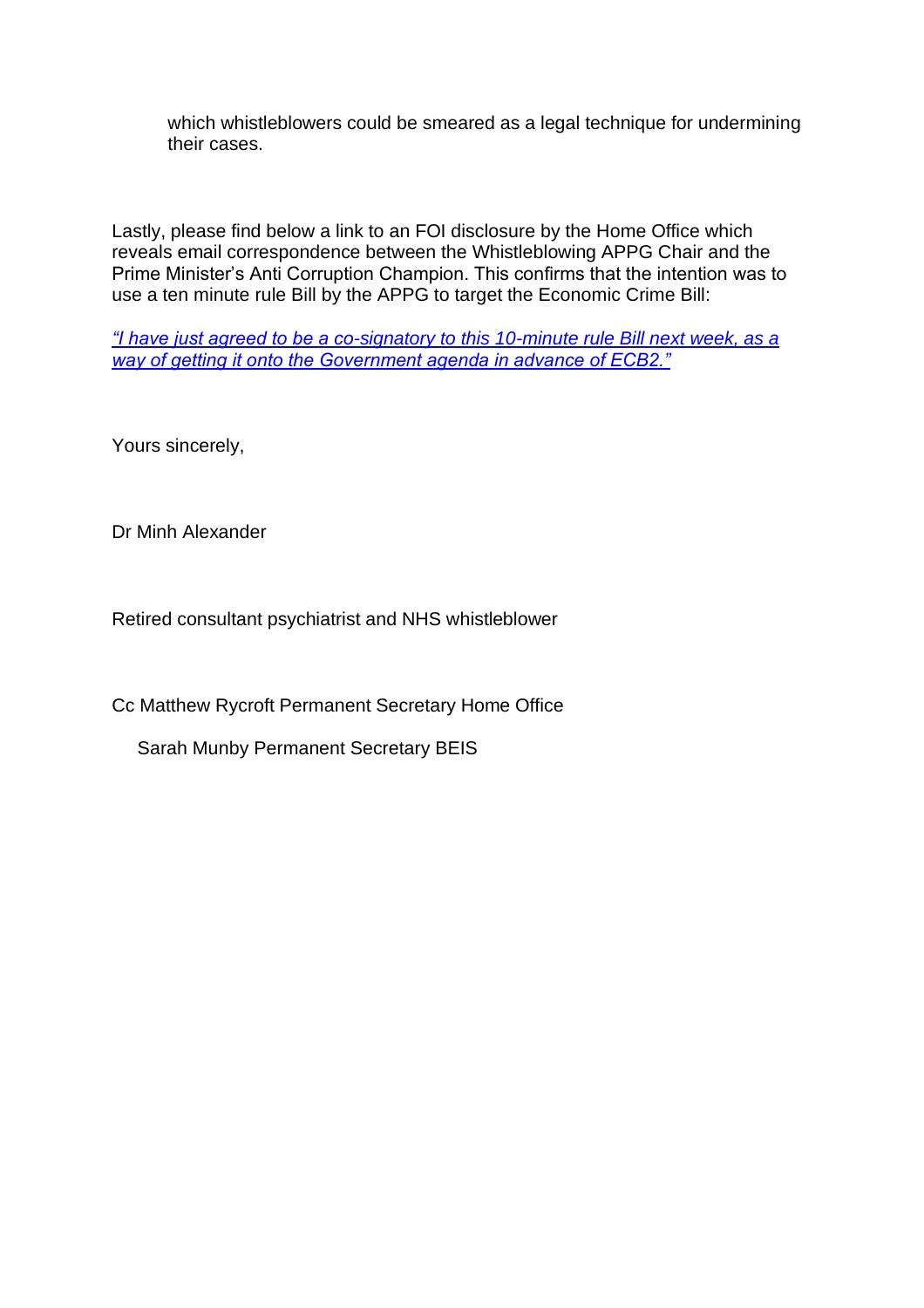which whistleblowers could be smeared as a legal technique for undermining their cases.

Lastly, please find below a link to an FOI disclosure by the Home Office which reveals email correspondence between the Whistleblowing APPG Chair and the Prime Minister's Anti Corruption Champion. This confirms that the intention was to use a ten minute rule Bill by the APPG to target the Economic Crime Bill:

*"I have just agreed to be a co-signatory to this 10-minute rule Bill next week, as a way of getting it onto the Government agenda in advance of ECB2."*

Yours sincerely,

Dr Minh Alexander

Retired consultant psychiatrist and NHS whistleblower

Cc Matthew Rycroft Permanent Secretary Home Office

Sarah Munby Permanent Secretary BEIS